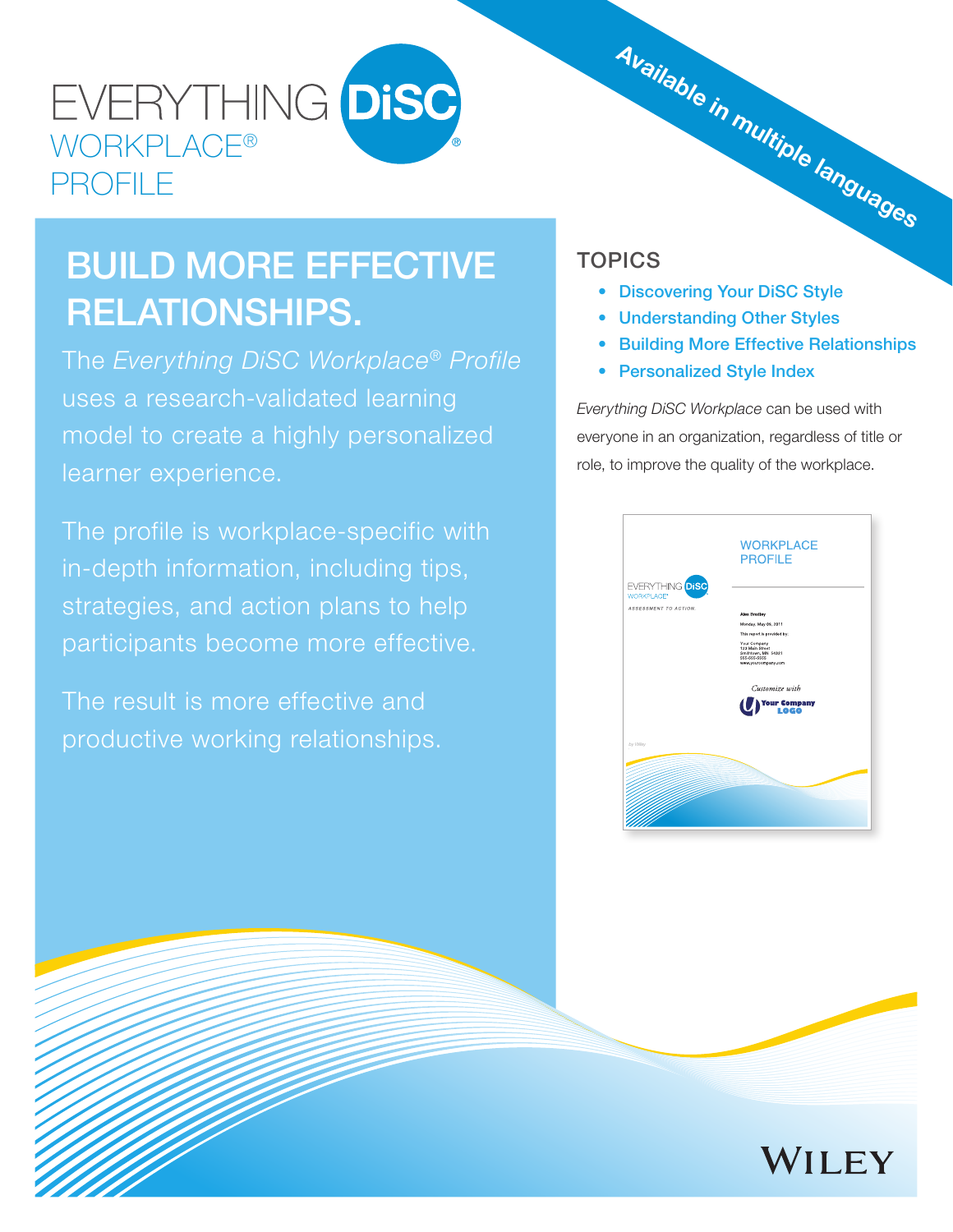# EVERYTHING DiSC® WORKPLACE® PROFILE

**Available in multiple languages**

## BUILD MORE EFFECTIVE RELATIONSHIPS.

The *Everything DiSC Workplace® Profile* uses a research-validated learning model to create a highly personalized learner experience.

The profile is workplace-specific with in-depth information, including tips, strategies, and action plans to help participants become more effective.

The result is more effective and productive working relationships.

## TOPICS

- Discovering Your DiSC Style
- Understanding Other Styles
- Building More Effective Relationships
- Personalized Style Index

*Everything DiSC Workplace* can be used with everyone in an organization, regardless of title or role, to improve the quality of the workplace.

WORKPLACE PROFILE

EVERYTHING DiSC WORKPLACE®

ASSESSMENT TO ACTION.

Alex Bradley

Monday, May 09, 2011

This report is provided by:

Your Company
123 Main Street
Smalltown, MN 54321
555-555-5555
www.yourcompany.com

Customize with

Your Company LOGO

by Wiley

WILEY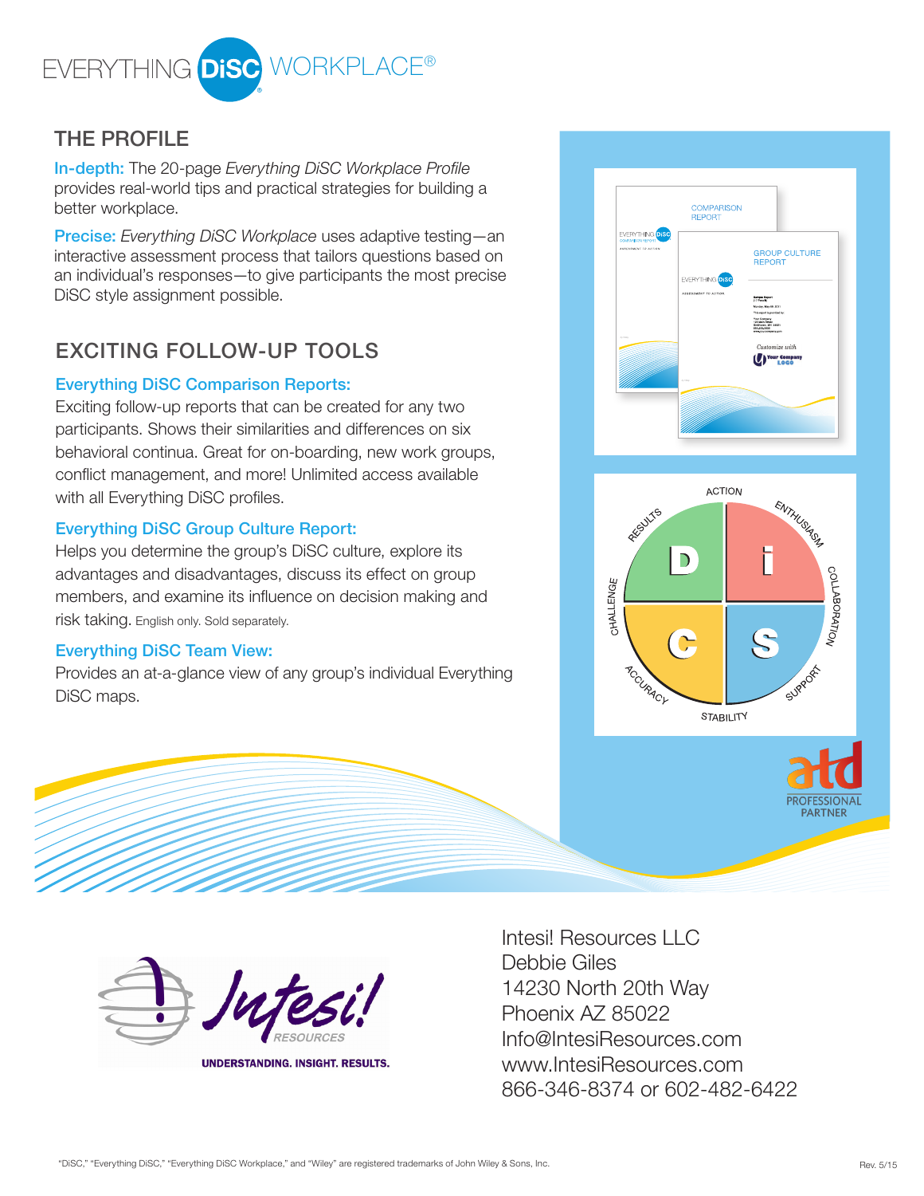EVERYTHING DiSC WORKPLACE®

## THE PROFILE

**In-depth:** The 20-page *Everything DiSC Workplace Profile* provides real-world tips and practical strategies for building a better workplace.

**Precise:** *Everything DiSC Workplace* uses adaptive testing—an interactive assessment process that tailors questions based on an individual's responses—to give participants the most precise DiSC style assignment possible.

## EXCITING FOLLOW-UP TOOLS

### Everything DiSC Comparison Reports:

Exciting follow-up reports that can be created for any two participants. Shows their similarities and differences on six behavioral continua. Great for on-boarding, new work groups, conflict management, and more! Unlimited access available with all Everything DiSC profiles.

### Everything DiSC Group Culture Report:

Helps you determine the group's DiSC culture, explore its advantages and disadvantages, discuss its effect on group members, and examine its influence on decision making and risk taking. English only. Sold separately.

### Everything DiSC Team View:

Provides an at-a-glance view of any group's individual Everything DiSC maps.

COMPARISON REPORT

GROUP CULTURE REPORT

ACTION
ENTHUSIASM
COLLABORATION
SUPPORT
STABILITY
ACCURACY
CHALLENGE
RESULTS
D
i
S
C

atd PROFESSIONAL PARTNER

Intesi! RESOURCES
UNDERSTANDING. INSIGHT. RESULTS.

Intesi! Resources LLC
Debbie Giles
14230 North 20th Way
Phoenix AZ 85022
Info@IntesiResources.com
www.IntesiResources.com
866-346-8374 or 602-482-6422

"DiSC," "Everything DiSC," "Everything DiSC Workplace," and "Wiley" are registered trademarks of John Wiley & Sons, Inc.

Rev. 5/15